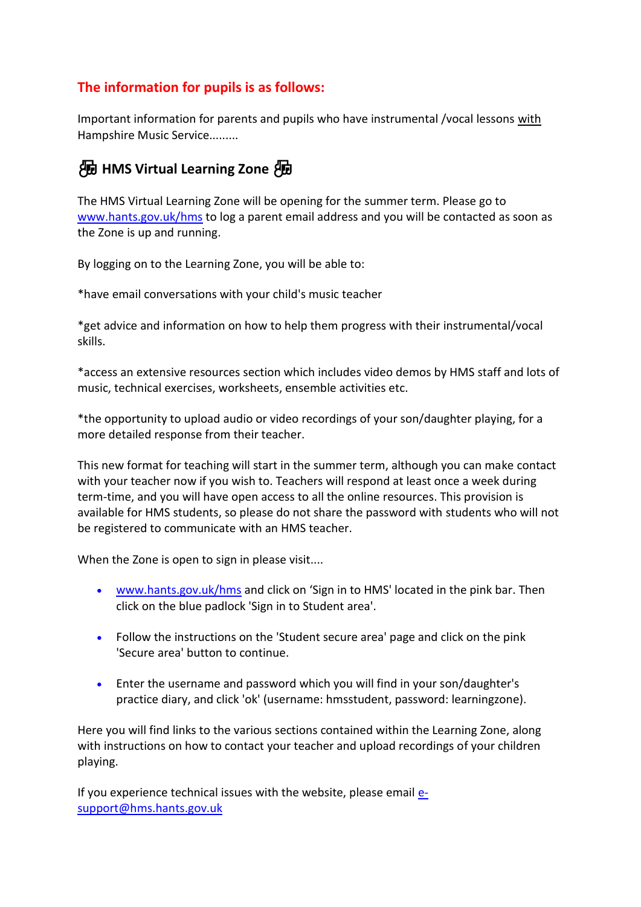## The information for pupils is as follows:

Important information for parents and pupils who have instrumental /vocal lessons with Hampshire Music Service.........

### 🎼 HMS Virtual Learning Zone 🎼

The HMS Virtual Learning Zone will be opening for the summer term. Please go to [www.hants.gov.uk/hms](http://www.hants.gov.uk/hms) to log a parent email address and you will be contacted as soon as the Zone is up and running.

By logging on to the Learning Zone, you will be able to:

*have email conversations with your child's music teacher

*get advice and information on how to help them progress with their instrumental/vocal skills.

*access an extensive resources section which includes video demos by HMS staff and lots of music, technical exercises, worksheets, ensemble activities etc.

*the opportunity to upload audio or video recordings of your son/daughter playing, for a more detailed response from their teacher.

This new format for teaching will start in the summer term, although you can make contact with your teacher now if you wish to. Teachers will respond at least once a week during term-time, and you will have open access to all the online resources. This provision is available for HMS students, so please do not share the password with students who will not be registered to communicate with an HMS teacher.

When the Zone is open to sign in please visit....

- [www.hants.gov.uk/hms](http://www.hants.gov.uk/hms) and click on 'Sign in to HMS' located in the pink bar. Then click on the blue padlock 'Sign in to Student area'.
- Follow the instructions on the 'Student secure area' page and click on the pink 'Secure area' button to continue.
- Enter the username and password which you will find in your son/daughter's practice diary, and click 'ok' (username: hmsstudent, password: learningzone).

Here you will find links to the various sections contained within the Learning Zone, along with instructions on how to contact your teacher and upload recordings of your children playing.

If you experience technical issues with the website, please email [e-support@hms.hants.gov.uk](mailto:e-support@hms.hants.gov.uk)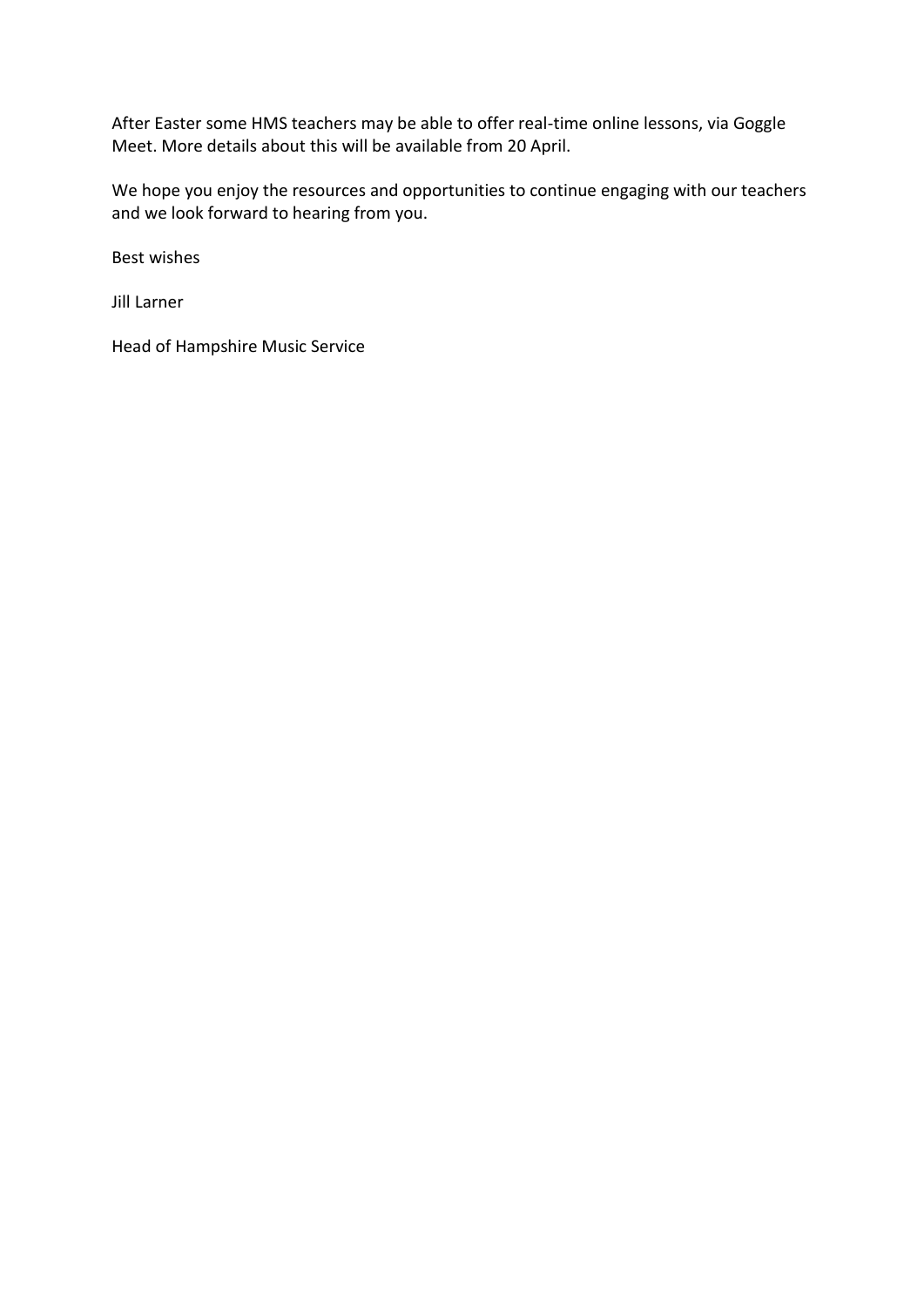After Easter some HMS teachers may be able to offer real-time online lessons, via Goggle Meet. More details about this will be available from 20 April.

We hope you enjoy the resources and opportunities to continue engaging with our teachers and we look forward to hearing from you.

Best wishes

Jill Larner

Head of Hampshire Music Service